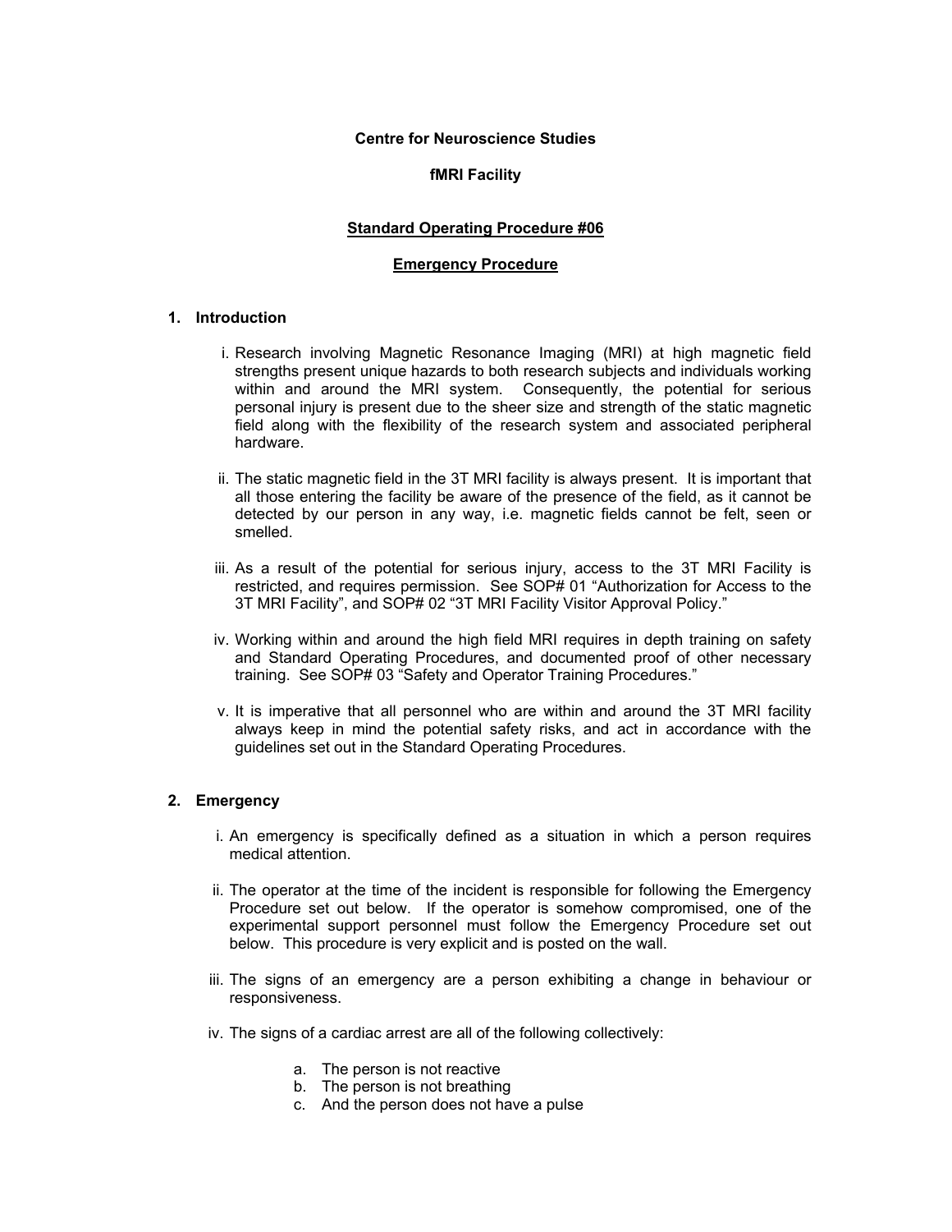**Centre for Neuroscience Studies**

**fMRI Facility**

## Standard Operating Procedure #06

## Emergency Procedure

### 1. Introduction

i. Research involving Magnetic Resonance Imaging (MRI) at high magnetic field strengths present unique hazards to both research subjects and individuals working within and around the MRI system. Consequently, the potential for serious personal injury is present due to the sheer size and strength of the static magnetic field along with the flexibility of the research system and associated peripheral hardware.

ii. The static magnetic field in the 3T MRI facility is always present. It is important that all those entering the facility be aware of the presence of the field, as it cannot be detected by our person in any way, i.e. magnetic fields cannot be felt, seen or smelled.

iii. As a result of the potential for serious injury, access to the 3T MRI Facility is restricted, and requires permission. See SOP# 01 "Authorization for Access to the 3T MRI Facility", and SOP# 02 "3T MRI Facility Visitor Approval Policy."

iv. Working within and around the high field MRI requires in depth training on safety and Standard Operating Procedures, and documented proof of other necessary training. See SOP# 03 "Safety and Operator Training Procedures."

v. It is imperative that all personnel who are within and around the 3T MRI facility always keep in mind the potential safety risks, and act in accordance with the guidelines set out in the Standard Operating Procedures.

### 2. Emergency

i. An emergency is specifically defined as a situation in which a person requires medical attention.

ii. The operator at the time of the incident is responsible for following the Emergency Procedure set out below. If the operator is somehow compromised, one of the experimental support personnel must follow the Emergency Procedure set out below. This procedure is very explicit and is posted on the wall.

iii. The signs of an emergency are a person exhibiting a change in behaviour or responsiveness.

iv. The signs of a cardiac arrest are all of the following collectively:

a. The person is not reactive
b. The person is not breathing
c. And the person does not have a pulse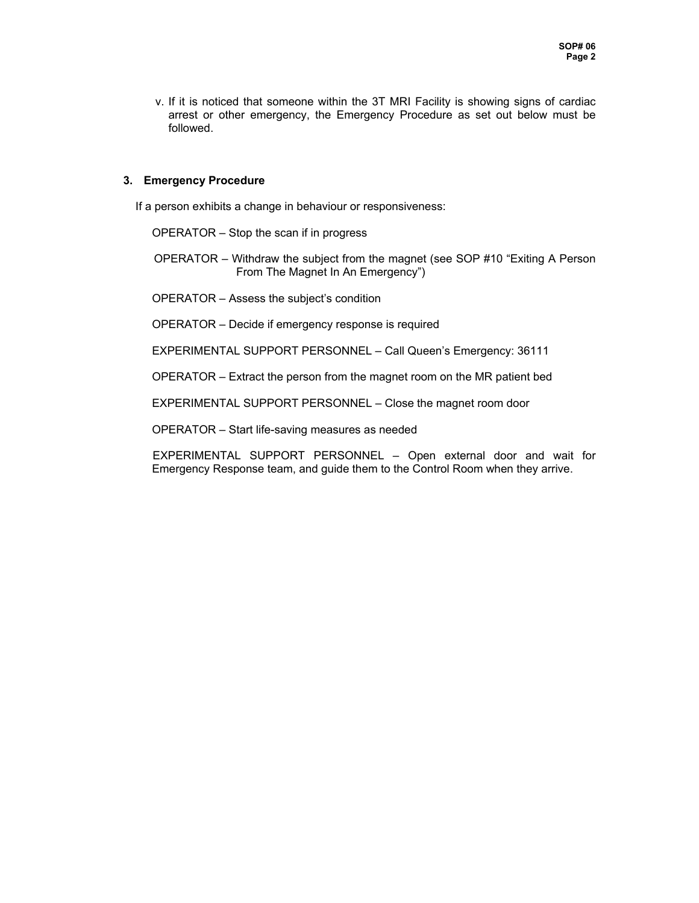v. If it is noticed that someone within the 3T MRI Facility is showing signs of cardiac arrest or other emergency, the Emergency Procedure as set out below must be followed.

### 3. Emergency Procedure

If a person exhibits a change in behaviour or responsiveness:

OPERATOR – Stop the scan if in progress

OPERATOR – Withdraw the subject from the magnet (see SOP #10 "Exiting A Person From The Magnet In An Emergency")

OPERATOR – Assess the subject's condition

OPERATOR – Decide if emergency response is required

EXPERIMENTAL SUPPORT PERSONNEL – Call Queen's Emergency: 36111

OPERATOR – Extract the person from the magnet room on the MR patient bed

EXPERIMENTAL SUPPORT PERSONNEL – Close the magnet room door

OPERATOR – Start life-saving measures as needed

EXPERIMENTAL SUPPORT PERSONNEL – Open external door and wait for Emergency Response team, and guide them to the Control Room when they arrive.